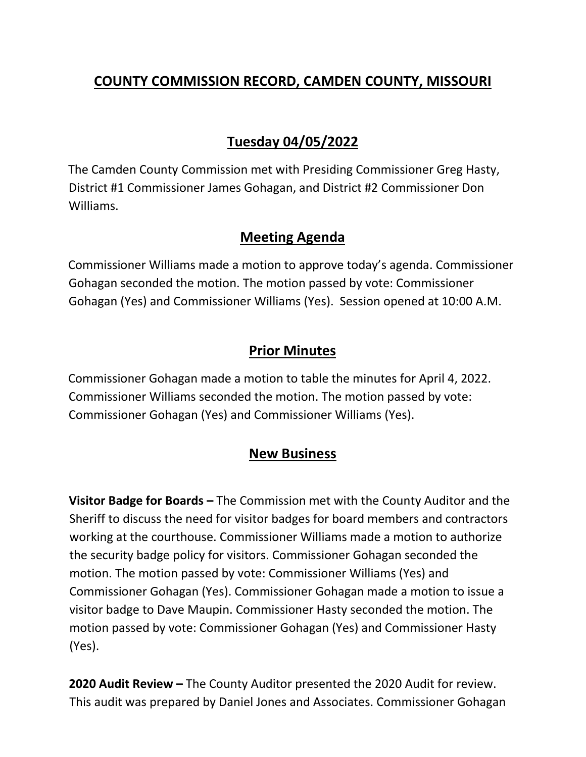# COUNTY COMMISSION RECORD, CAMDEN COUNTY, MISSOURI

## Tuesday 04/05/2022

The Camden County Commission met with Presiding Commissioner Greg Hasty, District #1 Commissioner James Gohagan, and District #2 Commissioner Don Williams.

## Meeting Agenda

Commissioner Williams made a motion to approve today's agenda. Commissioner Gohagan seconded the motion. The motion passed by vote: Commissioner Gohagan (Yes) and Commissioner Williams (Yes). Session opened at 10:00 A.M.

## Prior Minutes

Commissioner Gohagan made a motion to table the minutes for April 4, 2022. Commissioner Williams seconded the motion. The motion passed by vote: Commissioner Gohagan (Yes) and Commissioner Williams (Yes).

## New Business

**Visitor Badge for Boards –** The Commission met with the County Auditor and the Sheriff to discuss the need for visitor badges for board members and contractors working at the courthouse. Commissioner Williams made a motion to authorize the security badge policy for visitors. Commissioner Gohagan seconded the motion. The motion passed by vote: Commissioner Williams (Yes) and Commissioner Gohagan (Yes). Commissioner Gohagan made a motion to issue a visitor badge to Dave Maupin. Commissioner Hasty seconded the motion. The motion passed by vote: Commissioner Gohagan (Yes) and Commissioner Hasty (Yes).

**2020 Audit Review –** The County Auditor presented the 2020 Audit for review. This audit was prepared by Daniel Jones and Associates. Commissioner Gohagan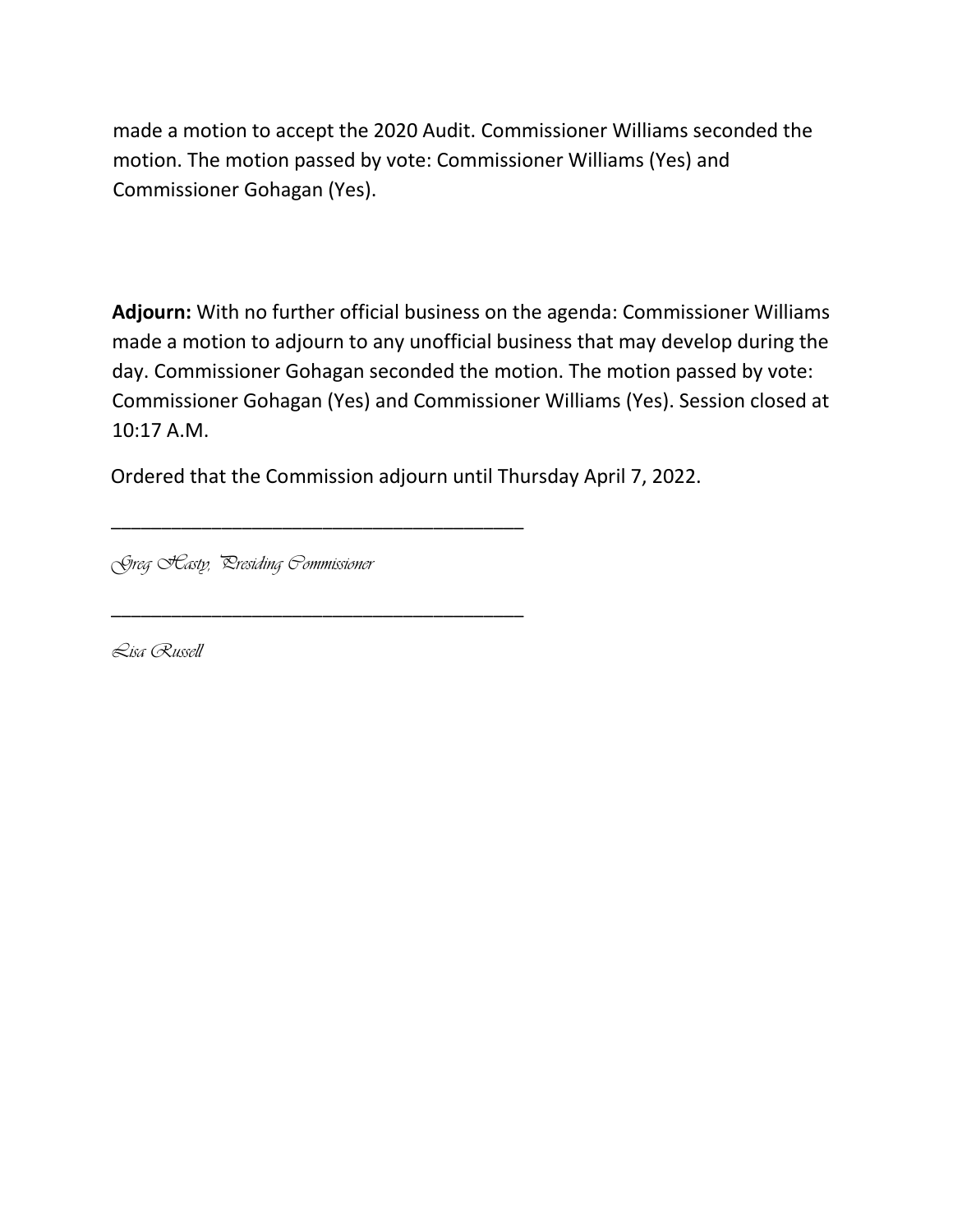made a motion to accept the 2020 Audit. Commissioner Williams seconded the motion. The motion passed by vote: Commissioner Williams (Yes) and Commissioner Gohagan (Yes).

**Adjourn:** With no further official business on the agenda: Commissioner Williams made a motion to adjourn to any unofficial business that may develop during the day. Commissioner Gohagan seconded the motion. The motion passed by vote: Commissioner Gohagan (Yes) and Commissioner Williams (Yes). Session closed at 10:17 A.M.

Ordered that the Commission adjourn until Thursday April 7, 2022.

________________________________________

*Greg Hasty, Presiding Commissioner*

________________________________________

*Lisa Russell*